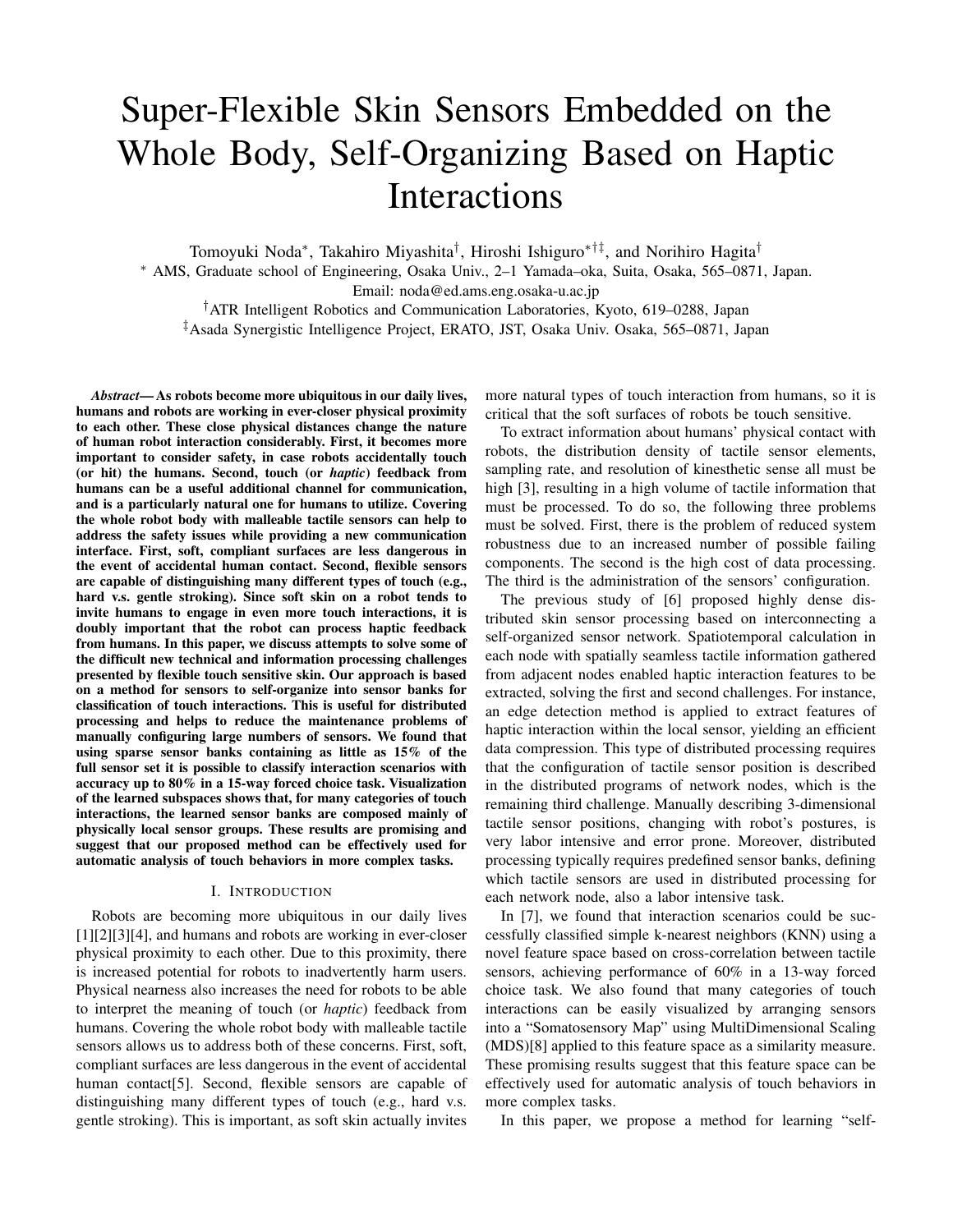# Super-Flexible Skin Sensors Embedded on the Whole Body, Self-Organizing Based on Haptic Interactions

Tomoyuki Noda*, Takahiro Miyashita†, Hiroshi Ishiguro*†‡, and Norihiro Hagita†

* AMS, Graduate school of Engineering, Osaka Univ., 2–1 Yamada–oka, Suita, Osaka, 565–0871, Japan.
Email: noda@ed.ams.eng.osaka-u.ac.jp

†ATR Intelligent Robotics and Communication Laboratories, Kyoto, 619–0288, Japan

‡Asada Synergistic Intelligence Project, ERATO, JST, Osaka Univ. Osaka, 565–0871, Japan

***Abstract*— As robots become more ubiquitous in our daily lives, humans and robots are working in ever-closer physical proximity to each other. These close physical distances change the nature of human robot interaction considerably. First, it becomes more important to consider safety, in case robots accidentally touch (or hit) the humans. Second, touch (or *haptic*) feedback from humans can be a useful additional channel for communication, and is a particularly natural one for humans to utilize. Covering the whole robot body with malleable tactile sensors can help to address the safety issues while providing a new communication interface. First, soft, compliant surfaces are less dangerous in the event of accidental human contact. Second, flexible sensors are capable of distinguishing many different types of touch (e.g., hard v.s. gentle stroking). Since soft skin on a robot tends to invite humans to engage in even more touch interactions, it is doubly important that the robot can process haptic feedback from humans. In this paper, we discuss attempts to solve some of the difficult new technical and information processing challenges presented by flexible touch sensitive skin. Our approach is based on a method for sensors to self-organize into sensor banks for classification of touch interactions. This is useful for distributed processing and helps to reduce the maintenance problems of manually configuring large numbers of sensors. We found that using sparse sensor banks containing as little as 15% of the full sensor set it is possible to classify interaction scenarios with accuracy up to 80% in a 15-way forced choice task. Visualization of the learned subspaces shows that, for many categories of touch interactions, the learned sensor banks are composed mainly of physically local sensor groups. These results are promising and suggest that our proposed method can be effectively used for automatic analysis of touch behaviors in more complex tasks.**

## I. Introduction

Robots are becoming more ubiquitous in our daily lives [1][2][3][4], and humans and robots are working in ever-closer physical proximity to each other. Due to this proximity, there is increased potential for robots to inadvertently harm users. Physical nearness also increases the need for robots to be able to interpret the meaning of touch (or *haptic*) feedback from humans. Covering the whole robot body with malleable tactile sensors allows us to address both of these concerns. First, soft, compliant surfaces are less dangerous in the event of accidental human contact[5]. Second, flexible sensors are capable of distinguishing many different types of touch (e.g., hard v.s. gentle stroking). This is important, as soft skin actually invites more natural types of touch interaction from humans, so it is critical that the soft surfaces of robots be touch sensitive.

To extract information about humans' physical contact with robots, the distribution density of tactile sensor elements, sampling rate, and resolution of kinesthetic sense all must be high [3], resulting in a high volume of tactile information that must be processed. To do so, the following three problems must be solved. First, there is the problem of reduced system robustness due to an increased number of possible failing components. The second is the high cost of data processing. The third is the administration of the sensors' configuration.

The previous study of [6] proposed highly dense distributed skin sensor processing based on interconnecting a self-organized sensor network. Spatiotemporal calculation in each node with spatially seamless tactile information gathered from adjacent nodes enabled haptic interaction features to be extracted, solving the first and second challenges. For instance, an edge detection method is applied to extract features of haptic interaction within the local sensor, yielding an efficient data compression. This type of distributed processing requires that the configuration of tactile sensor position is described in the distributed programs of network nodes, which is the remaining third challenge. Manually describing 3-dimensional tactile sensor positions, changing with robot's postures, is very labor intensive and error prone. Moreover, distributed processing typically requires predefined sensor banks, defining which tactile sensors are used in distributed processing for each network node, also a labor intensive task.

In [7], we found that interaction scenarios could be successfully classified simple k-nearest neighbors (KNN) using a novel feature space based on cross-correlation between tactile sensors, achieving performance of 60% in a 13-way forced choice task. We also found that many categories of touch interactions can be easily visualized by arranging sensors into a "Somatosensory Map" using MultiDimensional Scaling (MDS)[8] applied to this feature space as a similarity measure. These promising results suggest that this feature space can be effectively used for automatic analysis of touch behaviors in more complex tasks.

In this paper, we propose a method for learning "self-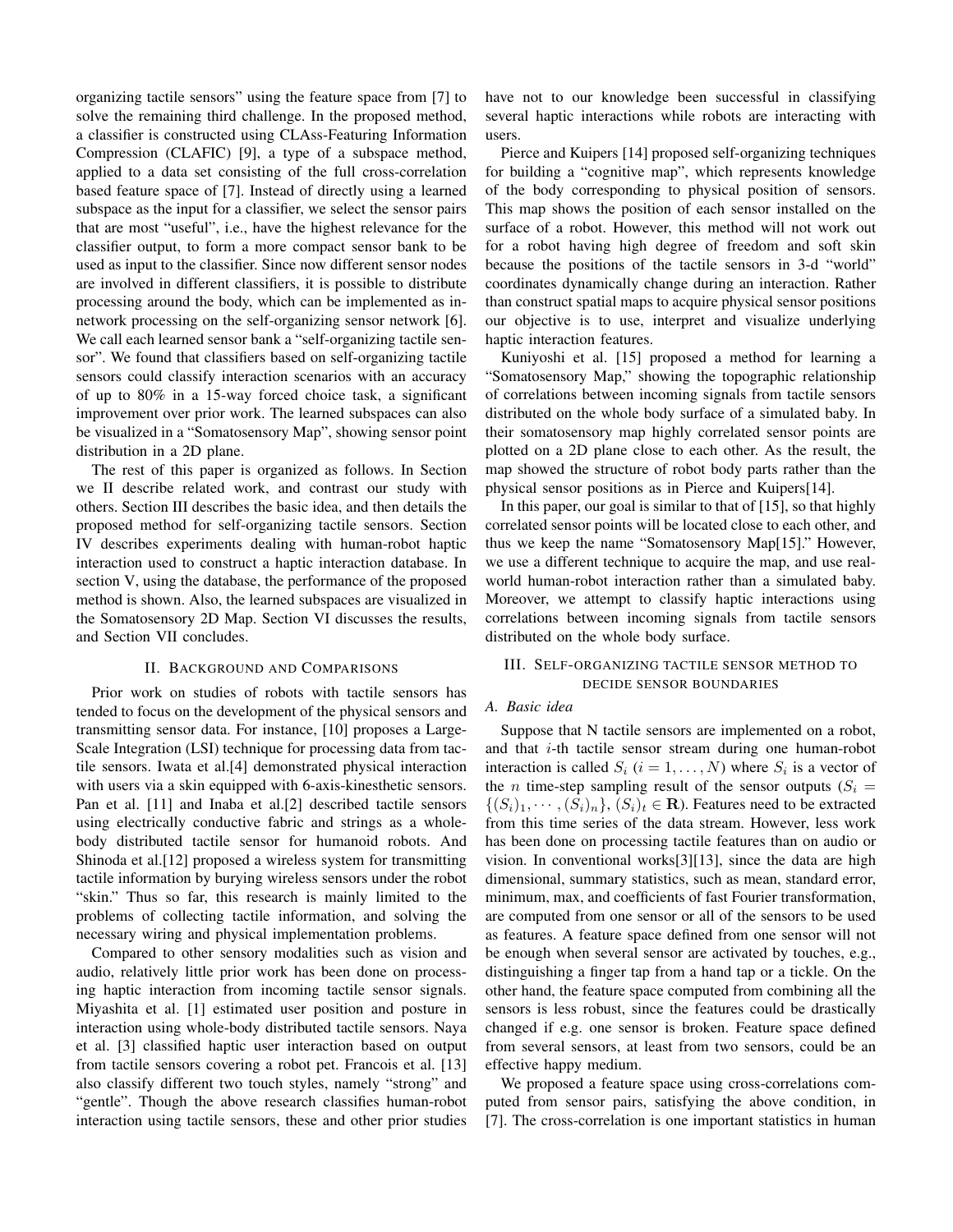organizing tactile sensors" using the feature space from [7] to solve the remaining third challenge. In the proposed method, a classifier is constructed using CLAss-Featuring Information Compression (CLAFIC) [9], a type of a subspace method, applied to a data set consisting of the full cross-correlation based feature space of [7]. Instead of directly using a learned subspace as the input for a classifier, we select the sensor pairs that are most "useful", i.e., have the highest relevance for the classifier output, to form a more compact sensor bank to be used as input to the classifier. Since now different sensor nodes are involved in different classifiers, it is possible to distribute processing around the body, which can be implemented as in-network processing on the self-organizing sensor network [6]. We call each learned sensor bank a "self-organizing tactile sensor". We found that classifiers based on self-organizing tactile sensors could classify interaction scenarios with an accuracy of up to 80% in a 15-way forced choice task, a significant improvement over prior work. The learned subspaces can also be visualized in a "Somatosensory Map", showing sensor point distribution in a 2D plane.

The rest of this paper is organized as follows. In Section we II describe related work, and contrast our study with others. Section III describes the basic idea, and then details the proposed method for self-organizing tactile sensors. Section IV describes experiments dealing with human-robot haptic interaction used to construct a haptic interaction database. In section V, using the database, the performance of the proposed method is shown. Also, the learned subspaces are visualized in the Somatosensory 2D Map. Section VI discusses the results, and Section VII concludes.

## II. Background and Comparisons

Prior work on studies of robots with tactile sensors has tended to focus on the development of the physical sensors and transmitting sensor data. For instance, [10] proposes a Large-Scale Integration (LSI) technique for processing data from tactile sensors. Iwata et al.[4] demonstrated physical interaction with users via a skin equipped with 6-axis-kinesthetic sensors. Pan et al. [11] and Inaba et al.[2] described tactile sensors using electrically conductive fabric and strings as a whole-body distributed tactile sensor for humanoid robots. And Shinoda et al.[12] proposed a wireless system for transmitting tactile information by burying wireless sensors under the robot "skin." Thus so far, this research is mainly limited to the problems of collecting tactile information, and solving the necessary wiring and physical implementation problems.

Compared to other sensory modalities such as vision and audio, relatively little prior work has been done on processing haptic interaction from incoming tactile sensor signals. Miyashita et al. [1] estimated user position and posture in interaction using whole-body distributed tactile sensors. Naya et al. [3] classified haptic user interaction based on output from tactile sensors covering a robot pet. Francois et al. [13] also classify different two touch styles, namely "strong" and "gentle". Though the above research classifies human-robot interaction using tactile sensors, these and other prior studies have not to our knowledge been successful in classifying several haptic interactions while robots are interacting with users.

Pierce and Kuipers [14] proposed self-organizing techniques for building a "cognitive map", which represents knowledge of the body corresponding to physical position of sensors. This map shows the position of each sensor installed on the surface of a robot. However, this method will not work out for a robot having high degree of freedom and soft skin because the positions of the tactile sensors in 3-d "world" coordinates dynamically change during an interaction. Rather than construct spatial maps to acquire physical sensor positions our objective is to use, interpret and visualize underlying haptic interaction features.

Kuniyoshi et al. [15] proposed a method for learning a "Somatosensory Map," showing the topographic relationship of correlations between incoming signals from tactile sensors distributed on the whole body surface of a simulated baby. In their somatosensory map highly correlated sensor points are plotted on a 2D plane close to each other. As the result, the map showed the structure of robot body parts rather than the physical sensor positions as in Pierce and Kuipers[14].

In this paper, our goal is similar to that of [15], so that highly correlated sensor points will be located close to each other, and thus we keep the name "Somatosensory Map[15]." However, we use a different technique to acquire the map, and use real-world human-robot interaction rather than a simulated baby. Moreover, we attempt to classify haptic interactions using correlations between incoming signals from tactile sensors distributed on the whole body surface.

## III. Self-organizing tactile sensor method to decide sensor boundaries

### A. Basic idea

Suppose that N tactile sensors are implemented on a robot, and that $i$-th tactile sensor stream during one human-robot interaction is called $S_i$ ($i = 1, \dots, N$) where $S_i$ is a vector of the $n$ time-step sampling result of the sensor outputs ($S_i = \{(S_i)_1, \cdots, (S_i)_n\}$, $(S_i)_t \in \mathbf{R}$). Features need to be extracted from this time series of the data stream. However, less work has been done on processing tactile features than on audio or vision. In conventional works[3][13], since the data are high dimensional, summary statistics, such as mean, standard error, minimum, max, and coefficients of fast Fourier transformation, are computed from one sensor or all of the sensors to be used as features. A feature space defined from one sensor will not be enough when several sensor are activated by touches, e.g., distinguishing a finger tap from a hand tap or a tickle. On the other hand, the feature space computed from combining all the sensors is less robust, since the features could be drastically changed if e.g. one sensor is broken. Feature space defined from several sensors, at least from two sensors, could be an effective happy medium.

We proposed a feature space using cross-correlations computed from sensor pairs, satisfying the above condition, in [7]. The cross-correlation is one important statistics in human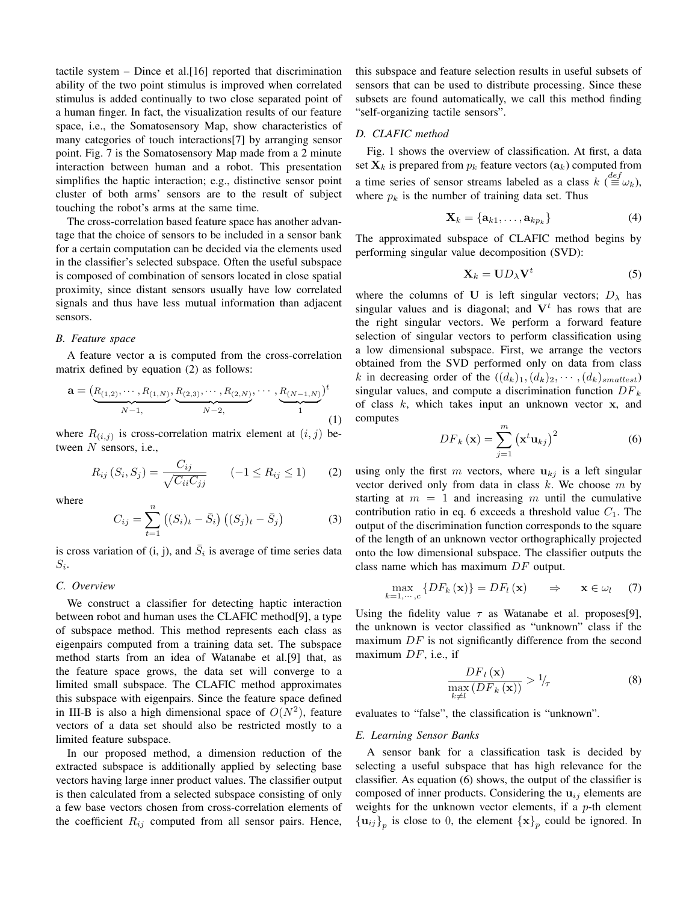tactile system – Dince et al.[16] reported that discrimination ability of the two point stimulus is improved when correlated stimulus is added continually to two close separated point of a human finger. In fact, the visualization results of our feature space, i.e., the Somatosensory Map, show characteristics of many categories of touch interactions[7] by arranging sensor point. Fig. 7 is the Somatosensory Map made from a 2 minute interaction between human and a robot. This presentation simplifies the haptic interaction; e.g., distinctive sensor point cluster of both arms' sensors are to the result of subject touching the robot's arms at the same time.

The cross-correlation based feature space has another advantage that the choice of sensors to be included in a sensor bank for a certain computation can be decided via the elements used in the classifier's selected subspace. Often the useful subspace is composed of combination of sensors located in close spatial proximity, since distant sensors usually have low correlated signals and thus have less mutual information than adjacent sensors.

### B. Feature space

A feature vector $\mathbf{a}$ is computed from the cross-correlation matrix defined by equation (2) as follows:

$$\mathbf{a} = (\underbrace{R_{(1,2)}, \cdots, R_{(1,N)}}_{N-1,}, \underbrace{R_{(2,3)}, \cdots, R_{(2,N)}}_{N-2,}, \cdots, \underbrace{R_{(N-1,N)}}_{1})^t \tag{1}$$

where $R_{(i,j)}$ is cross-correlation matrix element at $(i, j)$ between $N$ sensors, i.e.,

$$R_{ij}(S_i, S_j) = \frac{C_{ij}}{\sqrt{C_{ii}C_{jj}}} \qquad (-1 \leq R_{ij} \leq 1) \tag{2}$$

where

$$C_{ij} = \sum_{t=1}^{n} \left((S_i)_t - \bar{S}_i\right)\left((S_j)_t - \bar{S}_j\right) \tag{3}$$

is cross variation of (i, j), and $\bar{S}_i$ is average of time series data $S_i$.

### C. Overview

We construct a classifier for detecting haptic interaction between robot and human uses the CLAFIC method[9], a type of subspace method. This method represents each class as eigenpairs computed from a training data set. The subspace method starts from an idea of Watanabe et al.[9] that, as the feature space grows, the data set will converge to a limited small subspace. The CLAFIC method approximates this subspace with eigenpairs. Since the feature space defined in III-B is also a high dimensional space of $O(N^2)$, feature vectors of a data set should also be restricted mostly to a limited feature subspace.

In our proposed method, a dimension reduction of the extracted subspace is additionally applied by selecting base vectors having large inner product values. The classifier output is then calculated from a selected subspace consisting of only a few base vectors chosen from cross-correlation elements of the coefficient $R_{ij}$ computed from all sensor pairs. Hence, this subspace and feature selection results in useful subsets of sensors that can be used to distribute processing. Since these subsets are found automatically, we call this method finding "self-organizing tactile sensors".

### D. CLAFIC method

Fig. 1 shows the overview of classification. At first, a data set $\mathbf{X}_k$ is prepared from $p_k$ feature vectors ($\mathbf{a}_k$) computed from a time series of sensor streams labeled as a class $k$ ($\stackrel{def}{\equiv} \omega_k$), where $p_k$ is the number of training data set. Thus

$$\mathbf{X}_k = \{\mathbf{a}_{k1}, \ldots, \mathbf{a}_{kp_k}\} \tag{4}$$

The approximated subspace of CLAFIC method begins by performing singular value decomposition (SVD):

$$\mathbf{X}_k = \mathbf{U}D_\lambda\mathbf{V}^t \tag{5}$$

where the columns of $\mathbf{U}$ is left singular vectors; $D_\lambda$ has singular values and is diagonal; and $\mathbf{V}^t$ has rows that are the right singular vectors. We perform a forward feature selection of singular vectors to perform classification using a low dimensional subspace. First, we arrange the vectors obtained from the SVD performed only on data from class $k$ in decreasing order of the $((d_k)_1, (d_k)_2, \cdots, (d_k)_{smallest})$ singular values, and compute a discrimination function $DF_k$ of class $k$, which takes input an unknown vector $\mathbf{x}$, and computes

$$DF_k(\mathbf{x}) = \sum_{j=1}^{m} \left(\mathbf{x}^t\mathbf{u}_{kj}\right)^2 \tag{6}$$

using only the first $m$ vectors, where $\mathbf{u}_{kj}$ is a left singular vector derived only from data in class $k$. We choose $m$ by starting at $m = 1$ and increasing $m$ until the cumulative contribution ratio in eq. 6 exceeds a threshold value $C_1$. The output of the discrimination function corresponds to the square of the length of an unknown vector orthographically projected onto the low dimensional subspace. The classifier outputs the class name which has maximum $DF$ output.

$$\max_{k=1,\cdots,c}\{DF_k(\mathbf{x})\} = DF_l(\mathbf{x}) \qquad \Rightarrow \qquad \mathbf{x} \in \omega_l \tag{7}$$

Using the fidelity value $\tau$ as Watanabe et al. proposes[9], the unknown is vector classified as "unknown" class if the maximum $DF$ is not significantly difference from the second maximum $DF$, i.e., if

$$\frac{DF_l(\mathbf{x})}{\max\limits_{k \neq l}(DF_k(\mathbf{x}))} > {}^{1}\!/_{\tau} \tag{8}$$

evaluates to "false", the classification is "unknown".

### E. Learning Sensor Banks

A sensor bank for a classification task is decided by selecting a useful subspace that has high relevance for the classifier. As equation (6) shows, the output of the classifier is composed of inner products. Considering the $\mathbf{u}_{ij}$ elements are weights for the unknown vector elements, if a $p$-th element $\{\mathbf{u}_{ij}\}_p$ is close to 0, the element $\{\mathbf{x}\}_p$ could be ignored. In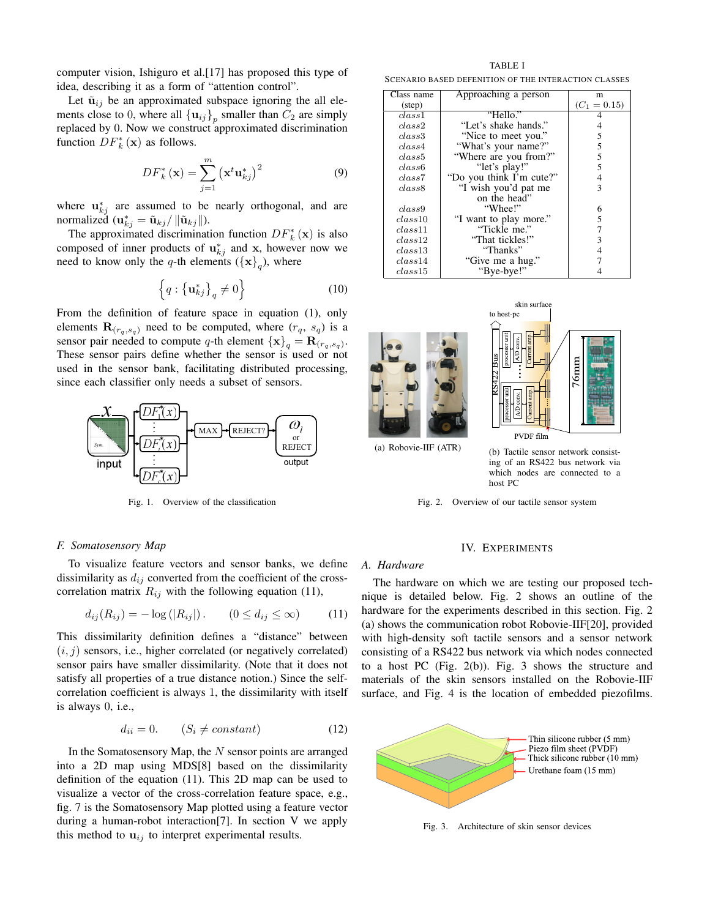computer vision, Ishiguro et al.[17] has proposed this type of idea, describing it as a form of "attention control".

Let $\tilde{\mathbf{u}}_{ij}$ be an approximated subspace ignoring the all elements close to 0, where all $\{\mathbf{u}_{ij}\}_p$ smaller than $C_2$ are simply replaced by 0. Now we construct approximated discrimination function $DF_k^*(\mathbf{x})$ as follows.

$$DF_k^*(\mathbf{x}) = \sum_{j=1}^{m} \left(\mathbf{x}^t \mathbf{u}_{kj}^*\right)^2 \tag{9}$$

where $\mathbf{u}_{kj}^*$ are assumed to be nearly orthogonal, and are normalized ($\mathbf{u}_{kj}^* = \tilde{\mathbf{u}}_{kj}/\|\tilde{\mathbf{u}}_{kj}\|$).

The approximated discrimination function $DF_k^*(\mathbf{x})$ is also composed of inner products of $\mathbf{u}_{kj}^*$ and $\mathbf{x}$, however now we need to know only the $q$-th elements ($\{\mathbf{x}\}_q$), where

$$\left\{q : \left\{\mathbf{u}_{kj}^*\right\}_q \neq 0\right\} \tag{10}$$

From the definition of feature space in equation (1), only elements $\mathbf{R}_{(r_q, s_q)}$ need to be computed, where $(r_q, s_q)$ is a sensor pair needed to compute $q$-th element $\{\mathbf{x}\}_q = \mathbf{R}_{(r_q, s_q)}$. These sensor pairs define whether the sensor is used or not used in the sensor bank, facilitating distributed processing, since each classifier only needs a subset of sensors.

Fig. 1. Overview of the classification

### F. Somatosensory Map

To visualize feature vectors and sensor banks, we define dissimilarity as $d_{ij}$ converted from the coefficient of the cross-correlation matrix $R_{ij}$ with the following equation (11),

$$d_{ij}(R_{ij}) = -\log\left(|R_{ij}|\right). \qquad (0 \leq d_{ij} \leq \infty) \tag{11}$$

This dissimilarity definition defines a "distance" between $(i, j)$ sensors, i.e., higher correlated (or negatively correlated) sensor pairs have smaller dissimilarity. (Note that it does not satisfy all properties of a true distance notion.) Since the self-correlation coefficient is always 1, the dissimilarity with itself is always 0, i.e.,

$$d_{ii} = 0. \qquad (S_i \neq constant) \tag{12}$$

In the Somatosensory Map, the $N$ sensor points are arranged into a 2D map using MDS[8] based on the dissimilarity definition of the equation (11). This 2D map can be used to visualize a vector of the cross-correlation feature space, e.g., fig. 7 is the Somatosensory Map plotted using a feature vector during a human-robot interaction[7]. In section V we apply this method to $\mathbf{u}_{ij}$ to interpret experimental results.

TABLE I

SCENARIO BASED DEFENITION OF THE INTERACTION CLASSES

| Class name (step) | Approaching a person | m ($C_1 = 0.15$) |
|---|---|---|
| *class*1 | "Hello." | 4 |
| *class*2 | "Let's shake hands." | 4 |
| *class*3 | "Nice to meet you." | 5 |
| *class*4 | "What's your name?" | 5 |
| *class*5 | "Where are you from?" | 5 |
| *class*6 | "let's play!" | 5 |
| *class*7 | "Do you think I'm cute?" | 4 |
| *class*8 | "I wish you'd pat me on the head" | 3 |
| *class*9 | "Whee!" | 6 |
| *class*10 | "I want to play more." | 5 |
| *class*11 | "Tickle me." | 7 |
| *class*12 | "That tickles!" | 3 |
| *class*13 | "Thanks" | 4 |
| *class*14 | "Give me a hug." | 7 |
| *class*15 | "Bye-bye!" | 4 |

(a) Robovie-IIF (ATR)

(b) Tactile sensor network consisting of an RS422 bus network via which nodes are connected to a host PC

Fig. 2. Overview of our tactile sensor system

## IV. EXPERIMENTS

### A. Hardware

The hardware on which we are testing our proposed technique is detailed below. Fig. 2 shows an outline of the hardware for the experiments described in this section. Fig. 2 (a) shows the communication robot Robovie-IIF[20], provided with high-density soft tactile sensors and a sensor network consisting of a RS422 bus network via which nodes connected to a host PC (Fig. 2(b)). Fig. 3 shows the structure and materials of the skin sensors installed on the Robovie-IIF surface, and Fig. 4 is the location of embedded piezofilms.

Fig. 3. Architecture of skin sensor devices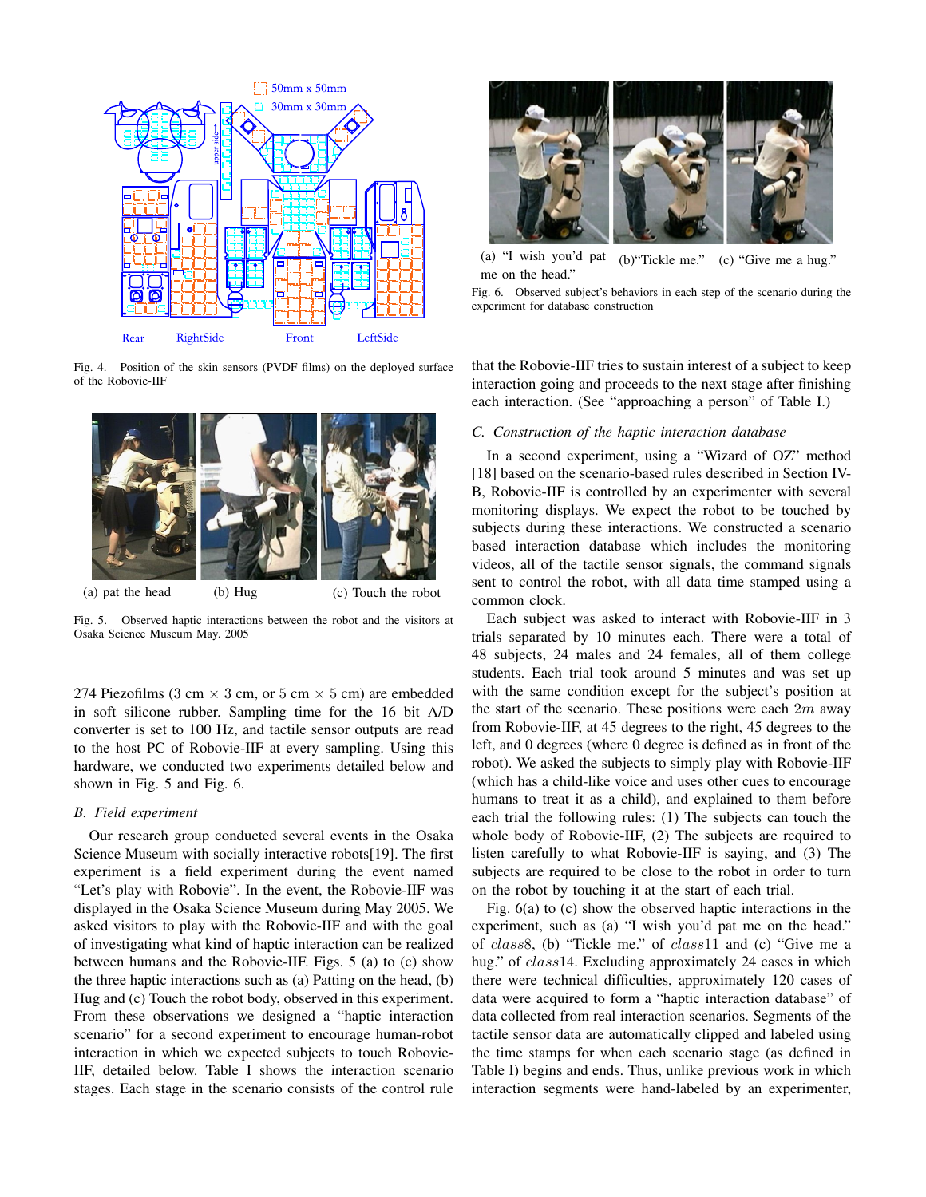Fig. 4. Position of the skin sensors (PVDF films) on the deployed surface of the Robovie-IIF

(a) pat the head (b) Hug (c) Touch the robot

Fig. 5. Observed haptic interactions between the robot and the visitors at Osaka Science Museum May. 2005

274 Piezofilms (3 cm × 3 cm, or 5 cm × 5 cm) are embedded in soft silicone rubber. Sampling time for the 16 bit A/D converter is set to 100 Hz, and tactile sensor outputs are read to the host PC of Robovie-IIF at every sampling. Using this hardware, we conducted two experiments detailed below and shown in Fig. 5 and Fig. 6.

### B. Field experiment

Our research group conducted several events in the Osaka Science Museum with socially interactive robots[19]. The first experiment is a field experiment during the event named "Let's play with Robovie". In the event, the Robovie-IIF was displayed in the Osaka Science Museum during May 2005. We asked visitors to play with the Robovie-IIF and with the goal of investigating what kind of haptic interaction can be realized between humans and the Robovie-IIF. Figs. 5 (a) to (c) show the three haptic interactions such as (a) Patting on the head, (b) Hug and (c) Touch the robot body, observed in this experiment. From these observations we designed a "haptic interaction scenario" for a second experiment to encourage human-robot interaction in which we expected subjects to touch Robovie-IIF, detailed below. Table I shows the interaction scenario stages. Each stage in the scenario consists of the control rule

(a) "I wish you'd pat me on the head." (b)"Tickle me." (c) "Give me a hug."

Fig. 6. Observed subject's behaviors in each step of the scenario during the experiment for database construction

that the Robovie-IIF tries to sustain interest of a subject to keep interaction going and proceeds to the next stage after finishing each interaction. (See "approaching a person" of Table I.)

### C. Construction of the haptic interaction database

In a second experiment, using a "Wizard of OZ" method [18] based on the scenario-based rules described in Section IV-B, Robovie-IIF is controlled by an experimenter with several monitoring displays. We expect the robot to be touched by subjects during these interactions. We constructed a scenario based interaction database which includes the monitoring videos, all of the tactile sensor signals, the command signals sent to control the robot, with all data time stamped using a common clock.

Each subject was asked to interact with Robovie-IIF in 3 trials separated by 10 minutes each. There were a total of 48 subjects, 24 males and 24 females, all of them college students. Each trial took around 5 minutes and was set up with the same condition except for the subject's position at the start of the scenario. These positions were each $2m$ away from Robovie-IIF, at 45 degrees to the right, 45 degrees to the left, and 0 degrees (where 0 degree is defined as in front of the robot). We asked the subjects to simply play with Robovie-IIF (which has a child-like voice and uses other cues to encourage humans to treat it as a child), and explained to them before each trial the following rules: (1) The subjects can touch the whole body of Robovie-IIF, (2) The subjects are required to listen carefully to what Robovie-IIF is saying, and (3) The subjects are required to be close to the robot in order to turn on the robot by touching it at the start of each trial.

Fig. 6(a) to (c) show the observed haptic interactions in the experiment, such as (a) "I wish you'd pat me on the head." of $class8$, (b) "Tickle me." of $class11$ and (c) "Give me a hug." of $class14$. Excluding approximately 24 cases in which there were technical difficulties, approximately 120 cases of data were acquired to form a "haptic interaction database" of data collected from real interaction scenarios. Segments of the tactile sensor data are automatically clipped and labeled using the time stamps for when each scenario stage (as defined in Table I) begins and ends. Thus, unlike previous work in which interaction segments were hand-labeled by an experimenter,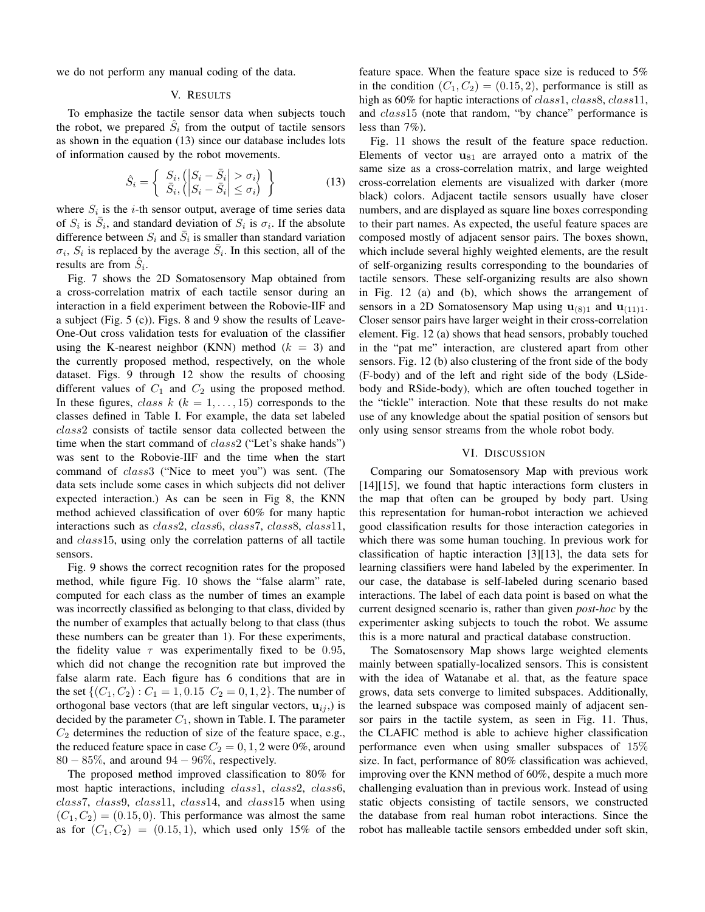we do not perform any manual coding of the data.

## V. Results

To emphasize the tactile sensor data when subjects touch the robot, we prepared $\hat{S}_i$ from the output of tactile sensors as shown in the equation (13) since our database includes lots of information caused by the robot movements.

$$\hat{S}_i = \left\{ \begin{array}{l} S_i, \left( \left| S_i - \bar{S}_i \right| > \sigma_i \right) \\ \bar{S}_i, \left( \left| S_i - \bar{S}_i \right| \leq \sigma_i \right) \end{array} \right\} \tag{13}$$

where $S_i$ is the $i$-th sensor output, average of time series data of $S_i$ is $\bar{S}_i$, and standard deviation of $S_i$ is $\sigma_i$. If the absolute difference between $S_i$ and $\bar{S}_i$ is smaller than standard variation $\sigma_i$, $S_i$ is replaced by the average $\bar{S}_i$. In this section, all of the results are from $\hat{S}_i$.

Fig. 7 shows the 2D Somatosensory Map obtained from a cross-correlation matrix of each tactile sensor during an interaction in a field experiment between the Robovie-IIF and a subject (Fig. 5 (c)). Figs. 8 and 9 show the results of Leave-One-Out cross validation tests for evaluation of the classifier using the K-nearest neighbor (KNN) method ($k = 3$) and the currently proposed method, respectively, on the whole dataset. Figs. 9 through 12 show the results of choosing different values of $C_1$ and $C_2$ using the proposed method. In these figures, $class\ k$ ($k = 1, \ldots, 15$) corresponds to the classes defined in Table I. For example, the data set labeled $class2$ consists of tactile sensor data collected between the time when the start command of $class2$ ("Let's shake hands") was sent to the Robovie-IIF and the time when the start command of $class3$ ("Nice to meet you") was sent. (The data sets include some cases in which subjects did not deliver expected interaction.) As can be seen in Fig 8, the KNN method achieved classification of over 60% for many haptic interactions such as $class2$, $class6$, $class7$, $class8$, $class11$, and $class15$, using only the correlation patterns of all tactile sensors.

Fig. 9 shows the correct recognition rates for the proposed method, while figure Fig. 10 shows the "false alarm" rate, computed for each class as the number of times an example was incorrectly classified as belonging to that class, divided by the number of examples that actually belong to that class (thus these numbers can be greater than 1). For these experiments, the fidelity value $\tau$ was experimentally fixed to be 0.95, which did not change the recognition rate but improved the false alarm rate. Each figure has 6 conditions that are in the set $\{(C_1, C_2) : C_1 = 1, 0.15 \;\; C_2 = 0, 1, 2\}$. The number of orthogonal base vectors (that are left singular vectors, $\mathbf{u}_{ij}$,) is decided by the parameter $C_1$, shown in Table. I. The parameter $C_2$ determines the reduction of size of the feature space, e.g., the reduced feature space in case $C_2 = 0, 1, 2$ were 0%, around $80-85\%$, and around $94-96\%$, respectively.

The proposed method improved classification to 80% for most haptic interactions, including $class1$, $class2$, $class6$, $class7$, $class9$, $class11$, $class14$, and $class15$ when using $(C_1, C_2) = (0.15, 0)$. This performance was almost the same as for $(C_1, C_2) = (0.15, 1)$, which used only 15% of the feature space. When the feature space size is reduced to 5% in the condition $(C_1, C_2) = (0.15, 2)$, performance is still as high as 60% for haptic interactions of $class1$, $class8$, $class11$, and $class15$ (note that random, "by chance" performance is less than 7%).

Fig. 11 shows the result of the feature space reduction. Elements of vector $\mathbf{u}_{81}$ are arrayed onto a matrix of the same size as a cross-correlation matrix, and large weighted cross-correlation elements are visualized with darker (more black) colors. Adjacent tactile sensors usually have closer numbers, and are displayed as square line boxes corresponding to their part names. As expected, the useful feature spaces are composed mostly of adjacent sensor pairs. The boxes shown, which include several highly weighted elements, are the result of self-organizing results corresponding to the boundaries of tactile sensors. These self-organizing results are also shown in Fig. 12 (a) and (b), which shows the arrangement of sensors in a 2D Somatosensory Map using $\mathbf{u}_{(8)1}$ and $\mathbf{u}_{(11)1}$. Closer sensor pairs have larger weight in their cross-correlation element. Fig. 12 (a) shows that head sensors, probably touched in the "pat me" interaction, are clustered apart from other sensors. Fig. 12 (b) also clustering of the front side of the body (F-body) and of the left and right side of the body (LSide-body and RSide-body), which are often touched together in the "tickle" interaction. Note that these results do not make use of any knowledge about the spatial position of sensors but only using sensor streams from the whole robot body.

## VI. Discussion

Comparing our Somatosensory Map with previous work [14][15], we found that haptic interactions form clusters in the map that often can be grouped by body part. Using this representation for human-robot interaction we achieved good classification results for those interaction categories in which there was some human touching. In previous work for classification of haptic interaction [3][13], the data sets for learning classifiers were hand labeled by the experimenter. In our case, the database is self-labeled during scenario based interactions. The label of each data point is based on what the current designed scenario is, rather than given *post-hoc* by the experimenter asking subjects to touch the robot. We assume this is a more natural and practical database construction.

The Somatosensory Map shows large weighted elements mainly between spatially-localized sensors. This is consistent with the idea of Watanabe et al. that, as the feature space grows, data sets converge to limited subspaces. Additionally, the learned subspace was composed mainly of adjacent sensor pairs in the tactile system, as seen in Fig. 11. Thus, the CLAFIC method is able to achieve higher classification performance even when using smaller subspaces of 15% size. In fact, performance of 80% classification was achieved, improving over the KNN method of 60%, despite a much more challenging evaluation than in previous work. Instead of using static objects consisting of tactile sensors, we constructed the database from real human robot interactions. Since the robot has malleable tactile sensors embedded under soft skin,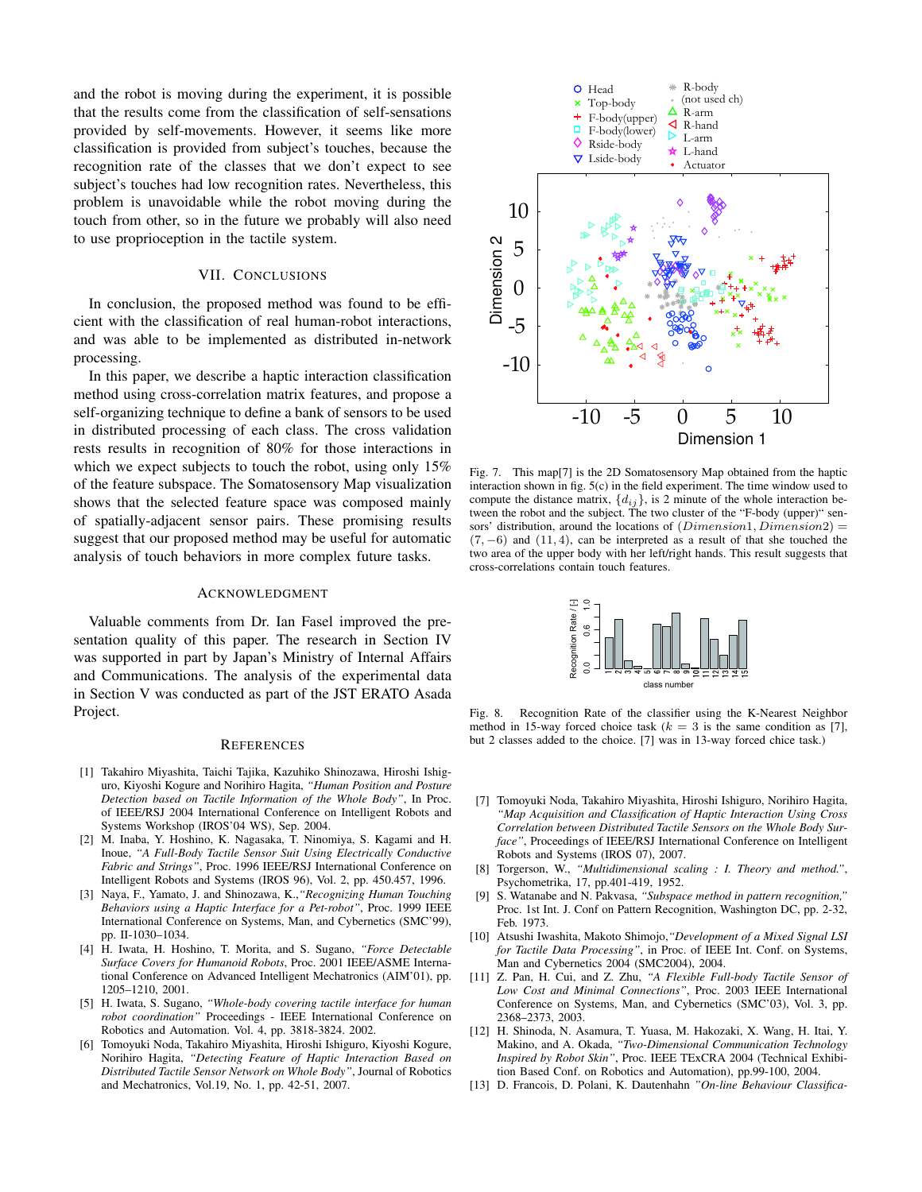and the robot is moving during the experiment, it is possible that the results come from the classification of self-sensations provided by self-movements. However, it seems like more classification is provided from subject's touches, because the recognition rate of the classes that we don't expect to see subject's touches had low recognition rates. Nevertheless, this problem is unavoidable while the robot moving during the touch from other, so in the future we probably will also need to use proprioception in the tactile system.

## VII. Conclusions

In conclusion, the proposed method was found to be efficient with the classification of real human-robot interactions, and was able to be implemented as distributed in-network processing.

In this paper, we describe a haptic interaction classification method using cross-correlation matrix features, and propose a self-organizing technique to define a bank of sensors to be used in distributed processing of each class. The cross validation rests results in recognition of 80% for those interactions in which we expect subjects to touch the robot, using only 15% of the feature subspace. The Somatosensory Map visualization shows that the selected feature space was composed mainly of spatially-adjacent sensor pairs. These promising results suggest that our proposed method may be useful for automatic analysis of touch behaviors in more complex future tasks.

## Acknowledgment

Valuable comments from Dr. Ian Fasel improved the presentation quality of this paper. The research in Section IV was supported in part by Japan's Ministry of Internal Affairs and Communications. The analysis of the experimental data in Section V was conducted as part of the JST ERATO Asada Project.

Fig. 7. This map[7] is the 2D Somatosensory Map obtained from the haptic interaction shown in fig. 5(c) in the field experiment. The time window used to compute the distance matrix, $\{d_{ij}\}$, is 2 minute of the whole interaction between the robot and the subject. The two cluster of the "F-body (upper)" sensors' distribution, around the locations of $(Dimension1, Dimension2) = (7, -6)$ and $(11, 4)$, can be interpreted as a result of that she touched the two area of the upper body with her left/right hands. This result suggests that cross-correlations contain touch features.

Fig. 8. Recognition Rate of the classifier using the K-Nearest Neighbor method in 15-way forced choice task ($k = 3$ is the same condition as [7], but 2 classes added to the choice. [7] was in 13-way forced chice task.)

## References

[1] Takahiro Miyashita, Taichi Tajika, Kazuhiko Shinozawa, Hiroshi Ishiguro, Kiyoshi Kogure and Norihiro Hagita, *"Human Position and Posture Detection based on Tactile Information of the Whole Body"*, In Proc. of IEEE/RSJ 2004 International Conference on Intelligent Robots and Systems Workshop (IROS'04 WS), Sep. 2004.

[2] M. Inaba, Y. Hoshino, K. Nagasaka, T. Ninomiya, S. Kagami and H. Inoue, *"A Full-Body Tactile Sensor Suit Using Electrically Conductive Fabric and Strings"*, Proc. 1996 IEEE/RSJ International Conference on Intelligent Robots and Systems (IROS 96), Vol. 2, pp. 450.457, 1996.

[3] Naya, F., Yamato, J. and Shinozawa, K.,*"Recognizing Human Touching Behaviors using a Haptic Interface for a Pet-robot"*, Proc. 1999 IEEE International Conference on Systems, Man, and Cybernetics (SMC'99), pp. II-1030–1034.

[4] H. Iwata, H. Hoshino, T. Morita, and S. Sugano, *"Force Detectable Surface Covers for Humanoid Robots*, Proc. 2001 IEEE/ASME International Conference on Advanced Intelligent Mechatronics (AIM'01), pp. 1205–1210, 2001.

[5] H. Iwata, S. Sugano, *"Whole-body covering tactile interface for human robot coordination"* Proceedings - IEEE International Conference on Robotics and Automation. Vol. 4, pp. 3818-3824. 2002.

[6] Tomoyuki Noda, Takahiro Miyashita, Hiroshi Ishiguro, Kiyoshi Kogure, Norihiro Hagita, *"Detecting Feature of Haptic Interaction Based on Distributed Tactile Sensor Network on Whole Body"*, Journal of Robotics and Mechatronics, Vol.19, No. 1, pp. 42-51, 2007.

[7] Tomoyuki Noda, Takahiro Miyashita, Hiroshi Ishiguro, Norihiro Hagita, *"Map Acquisition and Classification of Haptic Interaction Using Cross Correlation between Distributed Tactile Sensors on the Whole Body Surface"*, Proceedings of IEEE/RSJ International Conference on Intelligent Robots and Systems (IROS 07), 2007.

[8] Torgerson, W., *"Multidimensional scaling : I. Theory and method."*, Psychometrika, 17, pp.401-419, 1952.

[9] S. Watanabe and N. Pakvasa, *"Subspace method in pattern recognition,"* Proc. 1st Int. J. Conf on Pattern Recognition, Washington DC, pp. 2-32, Feb. 1973.

[10] Atsushi Iwashita, Makoto Shimojo,*"Development of a Mixed Signal LSI for Tactile Data Processing"*, in Proc. of IEEE Int. Conf. on Systems, Man and Cybernetics 2004 (SMC2004), 2004.

[11] Z. Pan, H. Cui, and Z. Zhu, *"A Flexible Full-body Tactile Sensor of Low Cost and Minimal Connections"*, Proc. 2003 IEEE International Conference on Systems, Man, and Cybernetics (SMC'03), Vol. 3, pp. 2368–2373, 2003.

[12] H. Shinoda, N. Asamura, T. Yuasa, M. Hakozaki, X. Wang, H. Itai, Y. Makino, and A. Okada, *"Two-Dimensional Communication Technology Inspired by Robot Skin"*, Proc. IEEE TExCRA 2004 (Technical Exhibition Based Conf. on Robotics and Automation), pp.99-100, 2004.

[13] D. Francois, D. Polani, K. Dautenhahn *"On-line Behaviour Classifica-*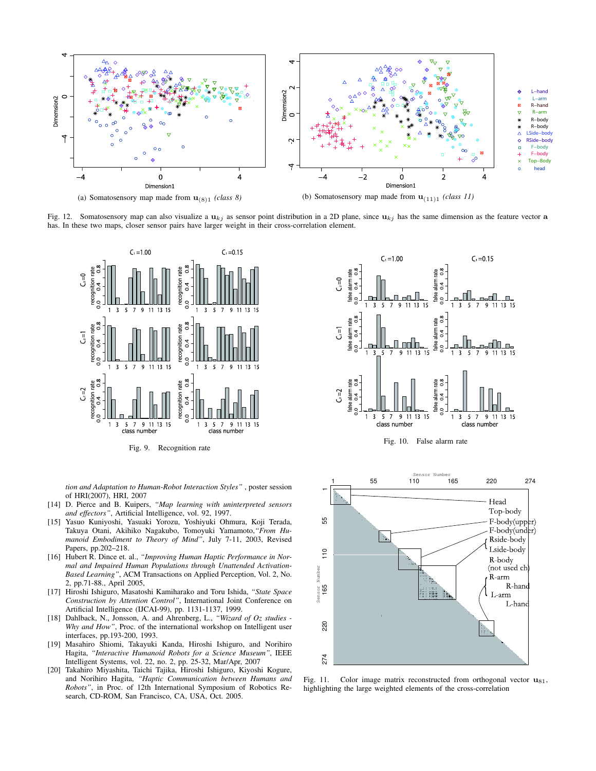Dimension2

Dimension1

(a) Somatosensory map made from $\mathbf{u}_{(8)1}$ *(class 8)*

Dimension2

Dimension1

L–hand
L–arm
R–hand
R–arm
R–body
R–body
LSide–body
RSide–body
F–body
F–body
Top–Body
head

(b) Somatosensory map made from $\mathbf{u}_{(11)1}$ *(class 11)*

Fig. 12. Somatosensory map can also visualize a $\mathbf{u}_{kj}$ as sensor point distribution in a 2D plane, since $\mathbf{u}_{kj}$ has the same dimension as the feature vector $\mathbf{a}$ has. In these two maps, closer sensor pairs have larger weight in their cross-correlation element.

C₁=1.00 C₁=0.15

C₂=0 C₂=1 C₂=2

recognition rate

class number

Fig. 9. Recognition rate

C₁=1.00 C₁=0.15

C₂=0 C₂=1 C₂=2

false alarm rate

class number

Fig. 10. False alarm rate

*tion and Adaptation to Human-Robot Interaction Styles"* , poster session of HRI(2007), HRI, 2007

[14] D. Pierce and B. Kuipers, *"Map learning with uninterpreted sensors and effectors"*, Artificial Intelligence, vol. 92, 1997.

[15] Yasuo Kuniyoshi, Yasuaki Yorozu, Yoshiyuki Ohmura, Koji Terada, Takuya Otani, Akihiko Nagakubo, Tomoyuki Yamamoto,*"From Humanoid Embodiment to Theory of Mind"*, July 7-11, 2003, Revised Papers, pp.202–218.

[16] Hubert R. Dince et. al., *"Improving Human Haptic Performance in Normal and Impaired Human Populations through Unattended Activation-Based Learning"*, ACM Transactions on Applied Perception, Vol. 2, No. 2, pp.71-88., April 2005,

[17] Hiroshi Ishiguro, Masatoshi Kamiharako and Toru Ishida, *"State Space Construction by Attention Control"*, International Joint Conference on Artificial Intelligence (IJCAI-99), pp. 1131-1137, 1999.

[18] Dahlback, N., Jonsson, A. and Ahrenberg, L., *"Wizard of Oz studies - Why and How"*, Proc. of the international workshop on Intelligent user interfaces, pp.193-200, 1993.

[19] Masahiro Shiomi, Takayuki Kanda, Hiroshi Ishiguro, and Norihiro Hagita, *"Interactive Humanoid Robots for a Science Museum"*, IEEE Intelligent Systems, vol. 22, no. 2, pp. 25-32, Mar/Apr, 2007

[20] Takahiro Miyashita, Taichi Tajika, Hiroshi Ishiguro, Kiyoshi Kogure, and Norihiro Hagita, *"Haptic Communication between Humans and Robots"*, in Proc. of 12th International Symposium of Robotics Research, CD-ROM, San Francisco, CA, USA, Oct. 2005.

Sensor Number

Sensor Number

Head
Top-body
F-body(upper)
F-body(under)
Rside-body
Lside-body
R-body
(not used ch)
R-arm
R-hand
L-arm
L-hand

Fig. 11. Color image matrix reconstructed from orthogonal vector $\mathbf{u}_{81}$, highlighting the large weighted elements of the cross-correlation